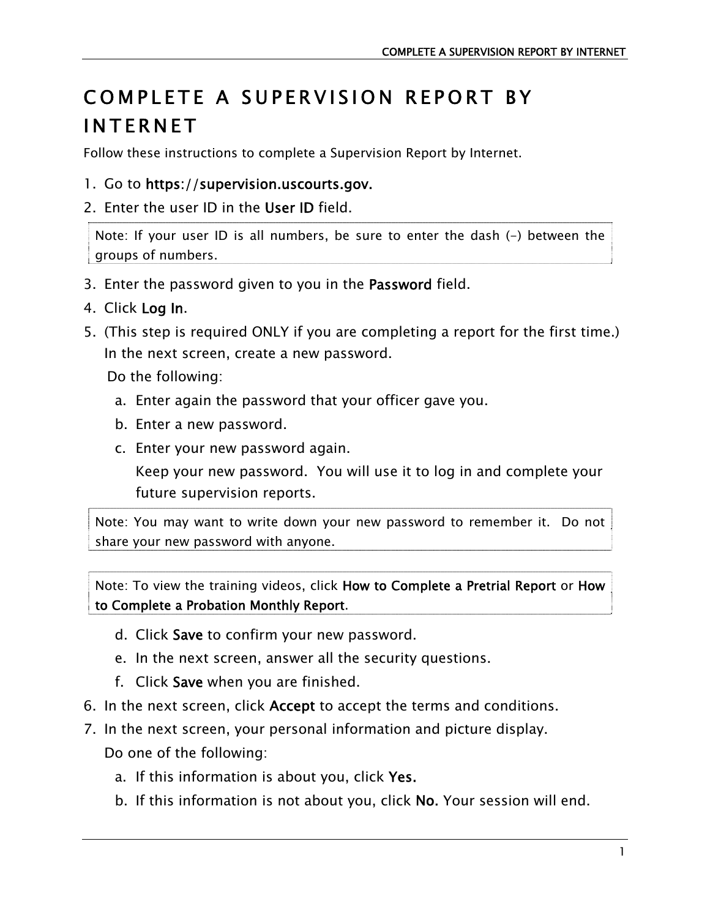# COMPLETE A SUPERVISION REPORT BY INTERNET

Follow these instructions to complete a Supervision Report by Internet.

1. Go to **https://supervision.uscourts.gov.**
2. Enter the user ID in the **User ID** field.

> Note: If your user ID is all numbers, be sure to enter the dash (-) between the groups of numbers.

3. Enter the password given to you in the **Password** field.
4. Click **Log In**.
5. (This step is required ONLY if you are completing a report for the first time.) In the next screen, create a new password.

   Do the following:

   a. Enter again the password that your officer gave you.
   b. Enter a new password.
   c. Enter your new password again.

      Keep your new password. You will use it to log in and complete your future supervision reports.

> Note: You may want to write down your new password to remember it. Do not share your new password with anyone.

> Note: To view the training videos, click **How to Complete a Pretrial Report** or **How to Complete a Probation Monthly Report**.

   d. Click **Save** to confirm your new password.
   e. In the next screen, answer all the security questions.
   f. Click **Save** when you are finished.

6. In the next screen, click **Accept** to accept the terms and conditions.
7. In the next screen, your personal information and picture display.

   Do one of the following:

   a. If this information is about you, click **Yes.**
   b. If this information is not about you, click **No.** Your session will end.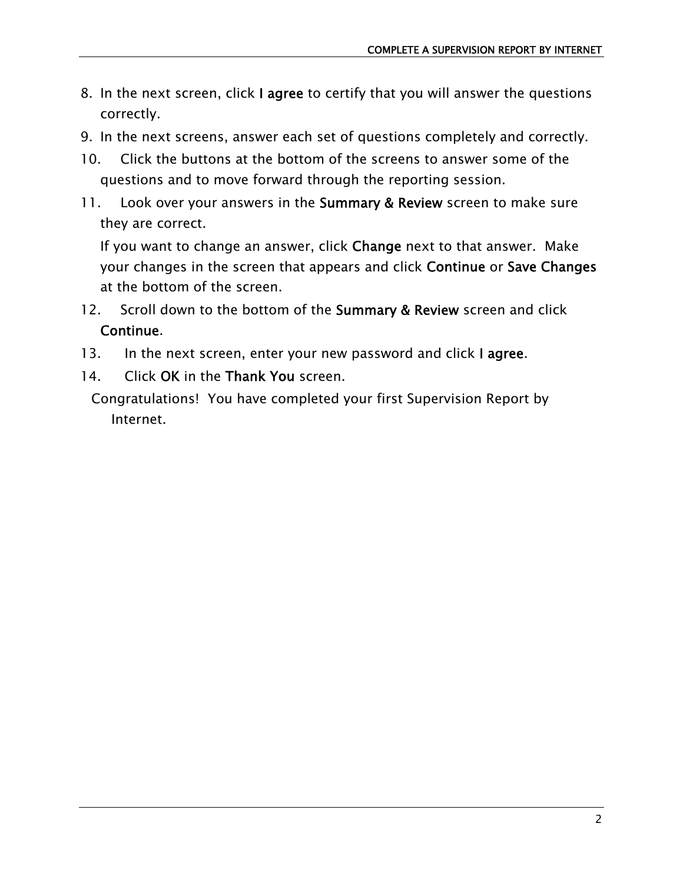8. In the next screen, click **I agree** to certify that you will answer the questions correctly.
9. In the next screens, answer each set of questions completely and correctly.
10. Click the buttons at the bottom of the screens to answer some of the questions and to move forward through the reporting session.
11. Look over your answers in the **Summary & Review** screen to make sure they are correct.

    If you want to change an answer, click **Change** next to that answer. Make your changes in the screen that appears and click **Continue** or **Save Changes** at the bottom of the screen.
12. Scroll down to the bottom of the **Summary & Review** screen and click **Continue**.
13. In the next screen, enter your new password and click **I agree**.
14. Click **OK** in the **Thank You** screen.

Congratulations! You have completed your first Supervision Report by Internet.